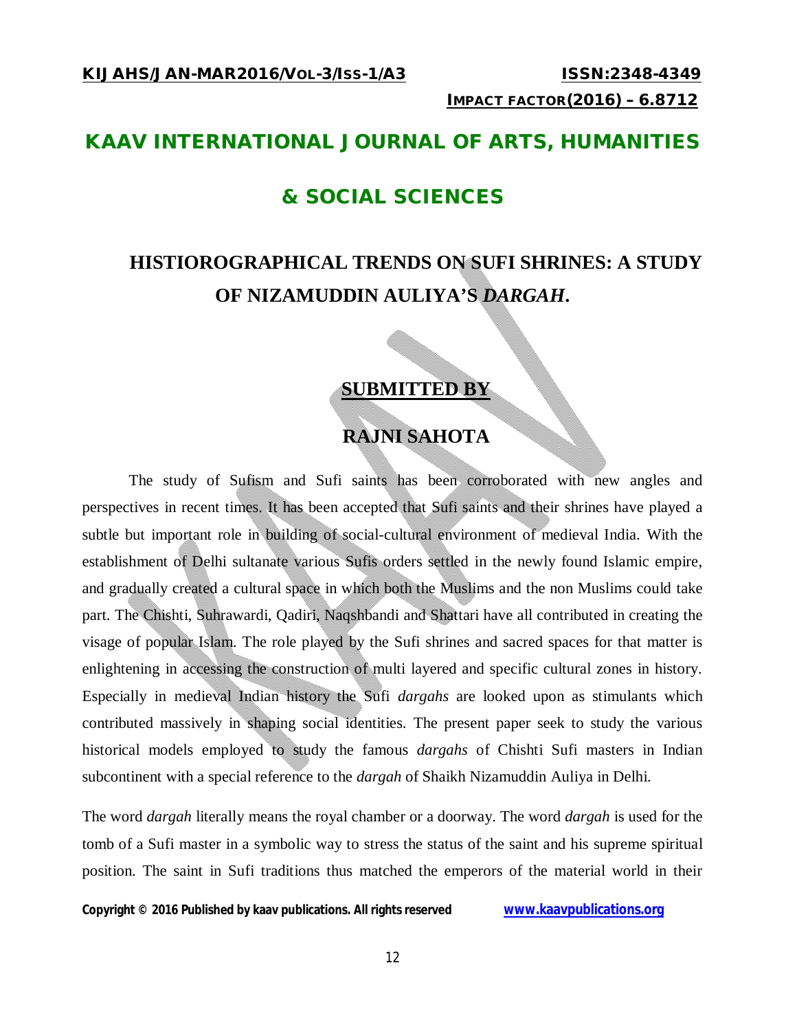# KAAV INTERNATIONAL JOURNAL OF ARTS, HUMANITIES & SOCIAL SCIENCES

## HISTIOROGRAPHICAL TRENDS ON SUFI SHRINES: A STUDY OF NIZAMUDDIN AULIYA'S *DARGAH*.

**SUBMITTED BY**

**RAJNI SAHOTA**

The study of Sufism and Sufi saints has been corroborated with new angles and perspectives in recent times. It has been accepted that Sufi saints and their shrines have played a subtle but important role in building of social-cultural environment of medieval India. With the establishment of Delhi sultanate various Sufis orders settled in the newly found Islamic empire, and gradually created a cultural space in which both the Muslims and the non Muslims could take part. The Chishti, Suhrawardi, Qadiri, Naqshbandi and Shattari have all contributed in creating the visage of popular Islam. The role played by the Sufi shrines and sacred spaces for that matter is enlightening in accessing the construction of multi layered and specific cultural zones in history. Especially in medieval Indian history the Sufi *dargahs* are looked upon as stimulants which contributed massively in shaping social identities. The present paper seek to study the various historical models employed to study the famous *dargahs* of Chishti Sufi masters in Indian subcontinent with a special reference to the *dargah* of Shaikh Nizamuddin Auliya in Delhi.

The word *dargah* literally means the royal chamber or a doorway. The word *dargah* is used for the tomb of a Sufi master in a symbolic way to stress the status of the saint and his supreme spiritual position. The saint in Sufi traditions thus matched the emperors of the material world in their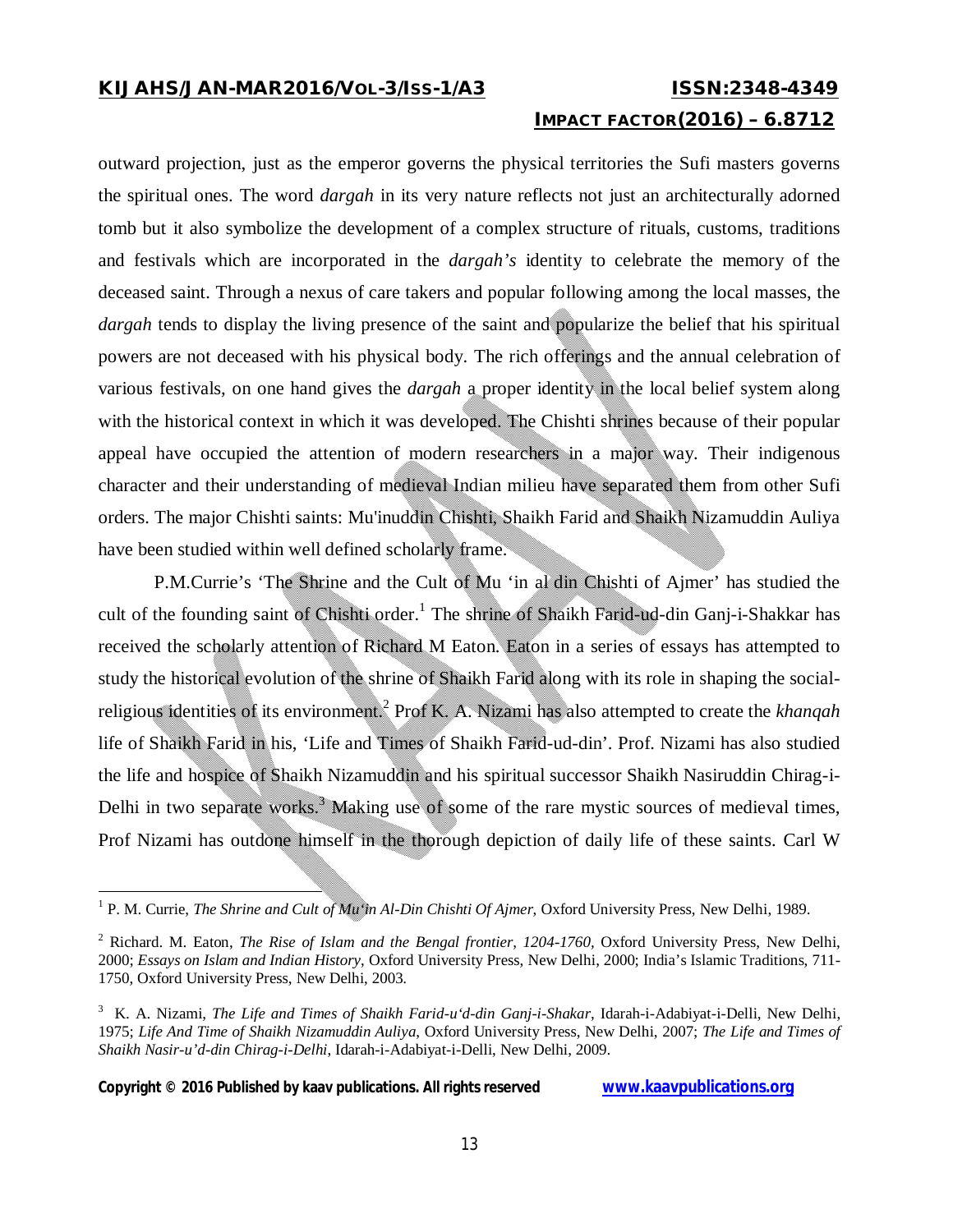outward projection, just as the emperor governs the physical territories the Sufi masters governs the spiritual ones. The word *dargah* in its very nature reflects not just an architecturally adorned tomb but it also symbolize the development of a complex structure of rituals, customs, traditions and festivals which are incorporated in the *dargah's* identity to celebrate the memory of the deceased saint. Through a nexus of care takers and popular following among the local masses, the *dargah* tends to display the living presence of the saint and popularize the belief that his spiritual powers are not deceased with his physical body. The rich offerings and the annual celebration of various festivals, on one hand gives the *dargah* a proper identity in the local belief system along with the historical context in which it was developed. The Chishti shrines because of their popular appeal have occupied the attention of modern researchers in a major way. Their indigenous character and their understanding of medieval Indian milieu have separated them from other Sufi orders. The major Chishti saints: Mu'inuddin Chishti, Shaikh Farid and Shaikh Nizamuddin Auliya have been studied within well defined scholarly frame.

P.M.Currie's 'The Shrine and the Cult of Mu 'in al din Chishti of Ajmer' has studied the cult of the founding saint of Chishti order.[1] The shrine of Shaikh Farid-ud-din Ganj-i-Shakkar has received the scholarly attention of Richard M Eaton. Eaton in a series of essays has attempted to study the historical evolution of the shrine of Shaikh Farid along with its role in shaping the social-religious identities of its environment.[2] Prof K. A. Nizami has also attempted to create the *khanqah* life of Shaikh Farid in his, 'Life and Times of Shaikh Farid-ud-din'. Prof. Nizami has also studied the life and hospice of Shaikh Nizamuddin and his spiritual successor Shaikh Nasiruddin Chirag-i-Delhi in two separate works.[3] Making use of some of the rare mystic sources of medieval times, Prof Nizami has outdone himself in the thorough depiction of daily life of these saints. Carl W

---

[1] P. M. Currie, *The Shrine and Cult of Mu'in Al-Din Chishti Of Ajmer*, Oxford University Press, New Delhi, 1989.

[2] Richard. M. Eaton, *The Rise of Islam and the Bengal frontier, 1204-1760*, Oxford University Press, New Delhi, 2000; *Essays on Islam and Indian History*, Oxford University Press, New Delhi, 2000; India's Islamic Traditions, 711-1750, Oxford University Press, New Delhi, 2003.

[3] K. A. Nizami, *The Life and Times of Shaikh Farid-u'd-din Ganj-i-Shakar*, Idarah-i-Adabiyat-i-Delli, New Delhi, 1975; *Life And Time of Shaikh Nizamuddin Auliya*, Oxford University Press, New Delhi, 2007; *The Life and Times of Shaikh Nasir-u'd-din Chirag-i-Delhi*, Idarah-i-Adabiyat-i-Delli, New Delhi, 2009.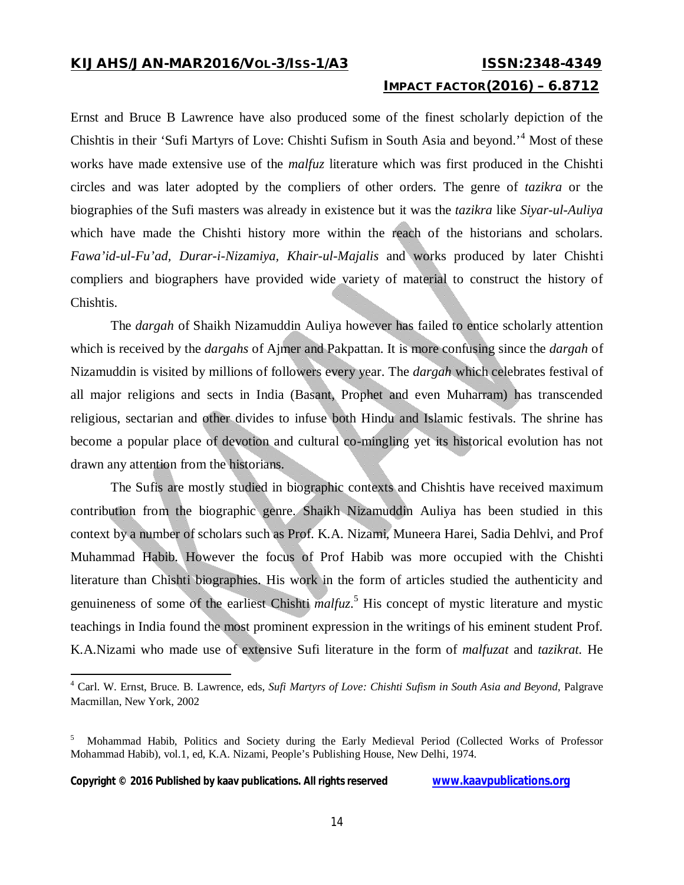Ernst and Bruce B Lawrence have also produced some of the finest scholarly depiction of the Chishtis in their 'Sufi Martyrs of Love: Chishti Sufism in South Asia and beyond.'[4] Most of these works have made extensive use of the *malfuz* literature which was first produced in the Chishti circles and was later adopted by the compliers of other orders. The genre of *tazikra* or the biographies of the Sufi masters was already in existence but it was the *tazikra* like *Siyar-ul-Auliya* which have made the Chishti history more within the reach of the historians and scholars. *Fawa'id-ul-Fu'ad, Durar-i-Nizamiya, Khair-ul-Majalis* and works produced by later Chishti compliers and biographers have provided wide variety of material to construct the history of Chishtis.

The *dargah* of Shaikh Nizamuddin Auliya however has failed to entice scholarly attention which is received by the *dargahs* of Ajmer and Pakpattan. It is more confusing since the *dargah* of Nizamuddin is visited by millions of followers every year. The *dargah* which celebrates festival of all major religions and sects in India (Basant, Prophet and even Muharram) has transcended religious, sectarian and other divides to infuse both Hindu and Islamic festivals. The shrine has become a popular place of devotion and cultural co-mingling yet its historical evolution has not drawn any attention from the historians.

The Sufis are mostly studied in biographic contexts and Chishtis have received maximum contribution from the biographic genre. Shaikh Nizamuddin Auliya has been studied in this context by a number of scholars such as Prof. K.A. Nizami, Muneera Harei, Sadia Dehlvi, and Prof Muhammad Habib. However the focus of Prof Habib was more occupied with the Chishti literature than Chishti biographies. His work in the form of articles studied the authenticity and genuineness of some of the earliest Chishti *malfuz*.[5] His concept of mystic literature and mystic teachings in India found the most prominent expression in the writings of his eminent student Prof. K.A.Nizami who made use of extensive Sufi literature in the form of *malfuzat* and *tazikrat*. He

---

[4] Carl. W. Ernst, Bruce. B. Lawrence, eds, *Sufi Martyrs of Love: Chishti Sufism in South Asia and Beyond*, Palgrave Macmillan, New York, 2002

[5] Mohammad Habib, Politics and Society during the Early Medieval Period (Collected Works of Professor Mohammad Habib), vol.1, ed, K.A. Nizami, People's Publishing House, New Delhi, 1974.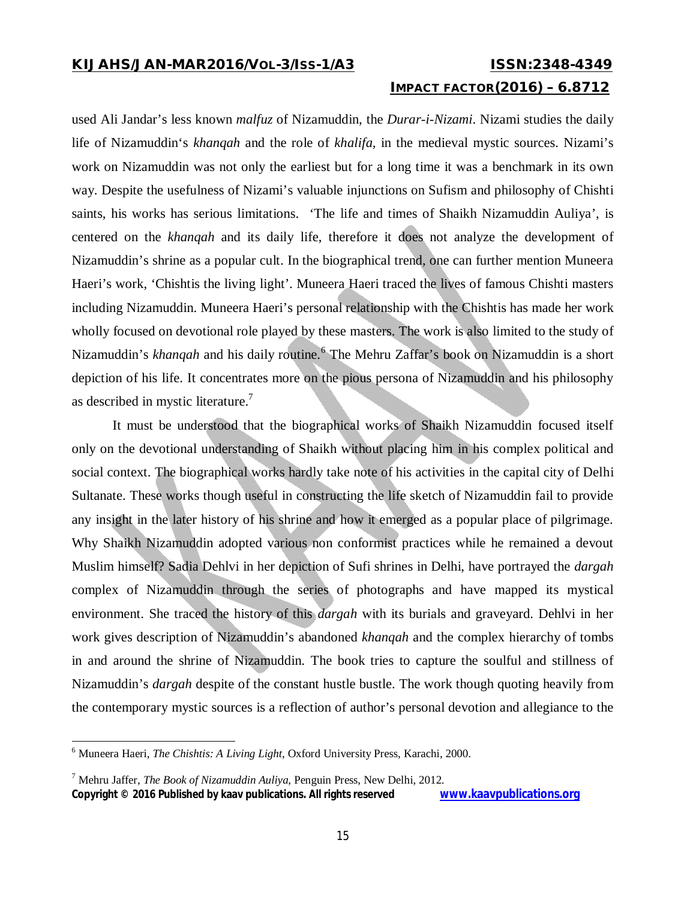used Ali Jandar's less known *malfuz* of Nizamuddin, the *Durar-i-Nizami*. Nizami studies the daily life of Nizamuddin's *khanqah* and the role of *khalifa,* in the medieval mystic sources. Nizami's work on Nizamuddin was not only the earliest but for a long time it was a benchmark in its own way. Despite the usefulness of Nizami's valuable injunctions on Sufism and philosophy of Chishti saints, his works has serious limitations. 'The life and times of Shaikh Nizamuddin Auliya', is centered on the *khanqah* and its daily life, therefore it does not analyze the development of Nizamuddin's shrine as a popular cult. In the biographical trend, one can further mention Muneera Haeri's work, 'Chishtis the living light'. Muneera Haeri traced the lives of famous Chishti masters including Nizamuddin. Muneera Haeri's personal relationship with the Chishtis has made her work wholly focused on devotional role played by these masters. The work is also limited to the study of Nizamuddin's *khanqah* and his daily routine.[6] The Mehru Zaffar's book on Nizamuddin is a short depiction of his life. It concentrates more on the pious persona of Nizamuddin and his philosophy as described in mystic literature.[7]

It must be understood that the biographical works of Shaikh Nizamuddin focused itself only on the devotional understanding of Shaikh without placing him in his complex political and social context. The biographical works hardly take note of his activities in the capital city of Delhi Sultanate. These works though useful in constructing the life sketch of Nizamuddin fail to provide any insight in the later history of his shrine and how it emerged as a popular place of pilgrimage. Why Shaikh Nizamuddin adopted various non conformist practices while he remained a devout Muslim himself? Sadia Dehlvi in her depiction of Sufi shrines in Delhi, have portrayed the *dargah* complex of Nizamuddin through the series of photographs and have mapped its mystical environment. She traced the history of this *dargah* with its burials and graveyard. Dehlvi in her work gives description of Nizamuddin's abandoned *khanqah* and the complex hierarchy of tombs in and around the shrine of Nizamuddin. The book tries to capture the soulful and stillness of Nizamuddin's *dargah* despite of the constant hustle bustle. The work though quoting heavily from the contemporary mystic sources is a reflection of author's personal devotion and allegiance to the

---

[6] Muneera Haeri, *The Chishtis: A Living Light*, Oxford University Press, Karachi, 2000.

[7] Mehru Jaffer, *The Book of Nizamuddin Auliya*, Penguin Press, New Delhi, 2012.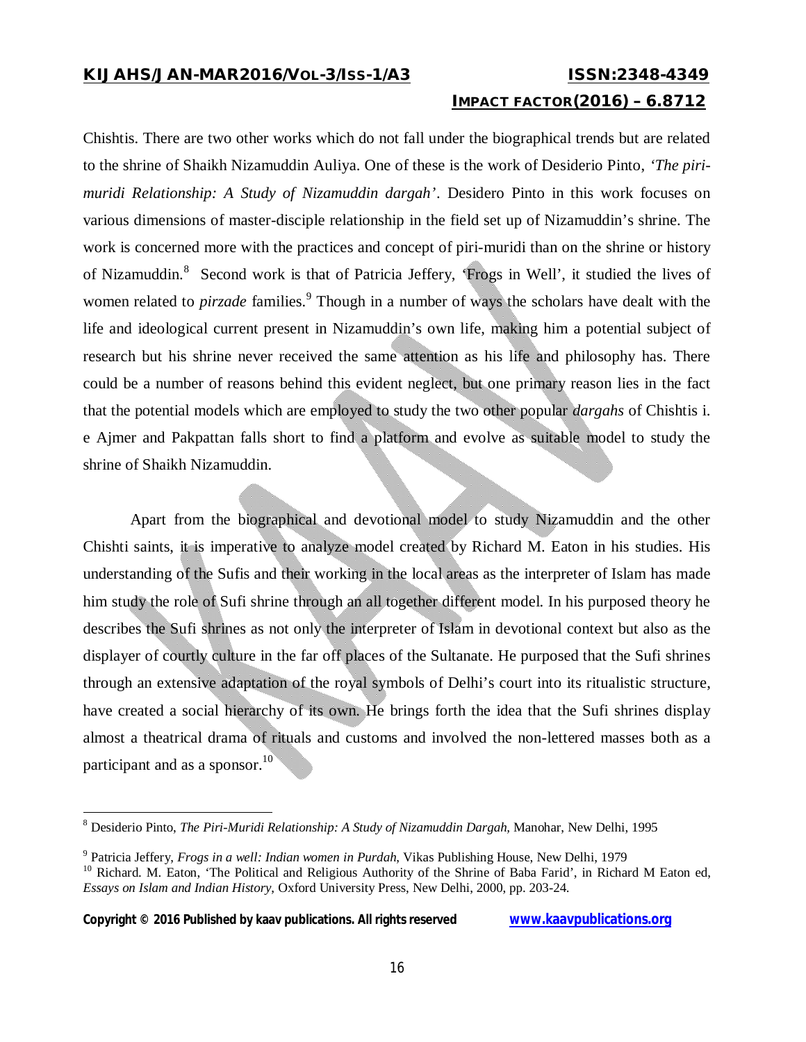Chishtis. There are two other works which do not fall under the biographical trends but are related to the shrine of Shaikh Nizamuddin Auliya. One of these is the work of Desiderio Pinto, *'The piri-muridi Relationship: A Study of Nizamuddin dargah'*. Desidero Pinto in this work focuses on various dimensions of master-disciple relationship in the field set up of Nizamuddin's shrine. The work is concerned more with the practices and concept of piri-muridi than on the shrine or history of Nizamuddin.[8] Second work is that of Patricia Jeffery, 'Frogs in Well', it studied the lives of women related to *pirzade* families.[9] Though in a number of ways the scholars have dealt with the life and ideological current present in Nizamuddin's own life, making him a potential subject of research but his shrine never received the same attention as his life and philosophy has. There could be a number of reasons behind this evident neglect, but one primary reason lies in the fact that the potential models which are employed to study the two other popular *dargahs* of Chishtis i. e Ajmer and Pakpattan falls short to find a platform and evolve as suitable model to study the shrine of Shaikh Nizamuddin.

Apart from the biographical and devotional model to study Nizamuddin and the other Chishti saints, it is imperative to analyze model created by Richard M. Eaton in his studies. His understanding of the Sufis and their working in the local areas as the interpreter of Islam has made him study the role of Sufi shrine through an all together different model. In his purposed theory he describes the Sufi shrines as not only the interpreter of Islam in devotional context but also as the displayer of courtly culture in the far off places of the Sultanate. He purposed that the Sufi shrines through an extensive adaptation of the royal symbols of Delhi's court into its ritualistic structure, have created a social hierarchy of its own. He brings forth the idea that the Sufi shrines display almost a theatrical drama of rituals and customs and involved the non-lettered masses both as a participant and as a sponsor.[10]

---

[8] Desiderio Pinto, *The Piri-Muridi Relationship: A Study of Nizamuddin Dargah*, Manohar, New Delhi, 1995

[9] Patricia Jeffery, *Frogs in a well: Indian women in Purdah*, Vikas Publishing House, New Delhi, 1979

[10] Richard. M. Eaton, 'The Political and Religious Authority of the Shrine of Baba Farid', in Richard M Eaton ed, *Essays on Islam and Indian History*, Oxford University Press, New Delhi, 2000, pp. 203-24.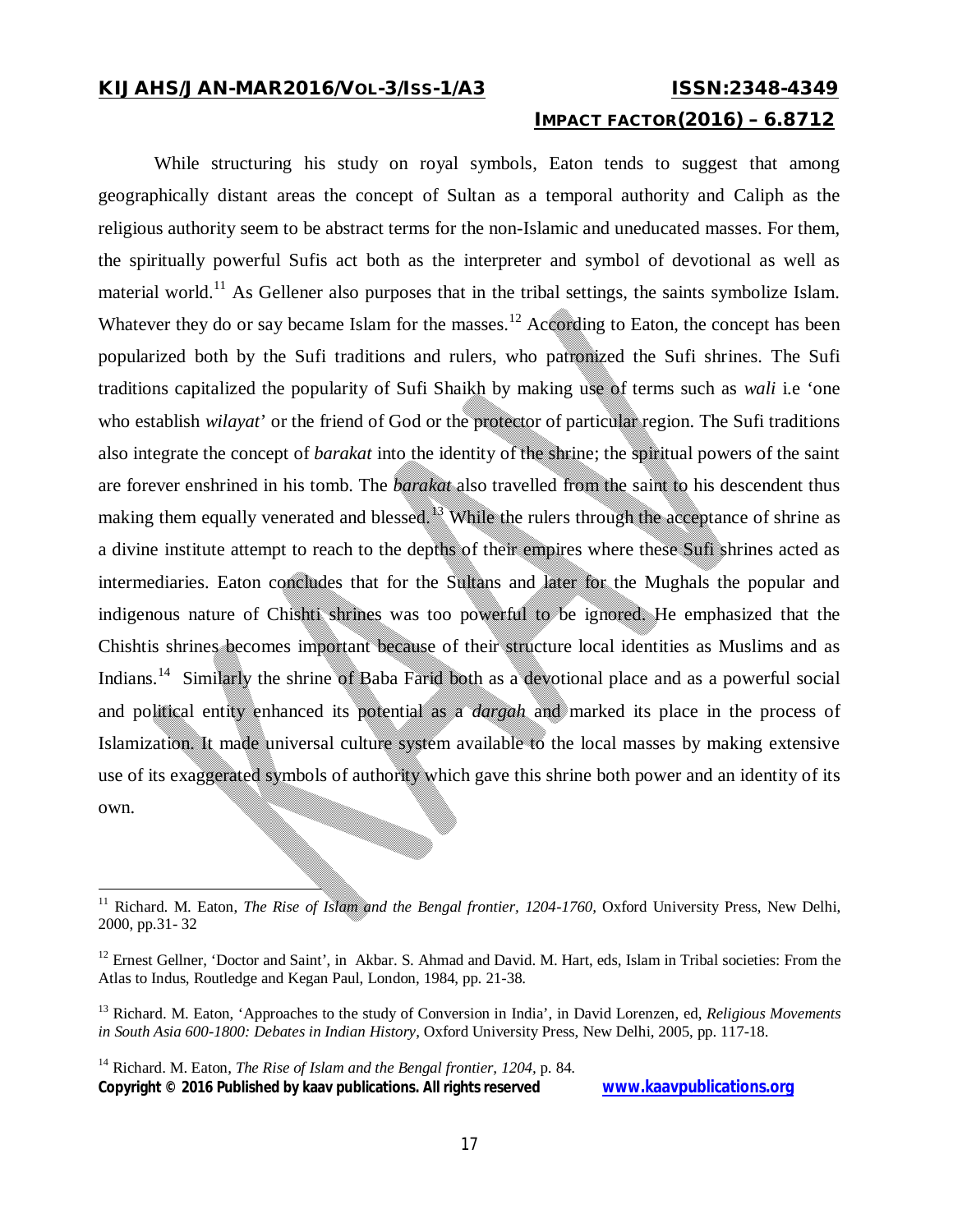While structuring his study on royal symbols, Eaton tends to suggest that among geographically distant areas the concept of Sultan as a temporal authority and Caliph as the religious authority seem to be abstract terms for the non-Islamic and uneducated masses. For them, the spiritually powerful Sufis act both as the interpreter and symbol of devotional as well as material world.[11] As Gellener also purposes that in the tribal settings, the saints symbolize Islam. Whatever they do or say became Islam for the masses.[12] According to Eaton, the concept has been popularized both by the Sufi traditions and rulers, who patronized the Sufi shrines. The Sufi traditions capitalized the popularity of Sufi Shaikh by making use of terms such as *wali* i.e 'one who establish *wilayat*' or the friend of God or the protector of particular region. The Sufi traditions also integrate the concept of *barakat* into the identity of the shrine; the spiritual powers of the saint are forever enshrined in his tomb. The *barakat* also travelled from the saint to his descendent thus making them equally venerated and blessed.[13] While the rulers through the acceptance of shrine as a divine institute attempt to reach to the depths of their empires where these Sufi shrines acted as intermediaries. Eaton concludes that for the Sultans and later for the Mughals the popular and indigenous nature of Chishti shrines was too powerful to be ignored. He emphasized that the Chishtis shrines becomes important because of their structure local identities as Muslims and as Indians.[14] Similarly the shrine of Baba Farid both as a devotional place and as a powerful social and political entity enhanced its potential as a *dargah* and marked its place in the process of Islamization. It made universal culture system available to the local masses by making extensive use of its exaggerated symbols of authority which gave this shrine both power and an identity of its own.

---

[11] Richard. M. Eaton, *The Rise of Islam and the Bengal frontier, 1204-1760,* Oxford University Press, New Delhi, 2000, pp.31- 32

[12] Ernest Gellner, 'Doctor and Saint', in Akbar. S. Ahmad and David. M. Hart, eds, Islam in Tribal societies: From the Atlas to Indus, Routledge and Kegan Paul, London, 1984, pp. 21-38.

[13] Richard. M. Eaton, 'Approaches to the study of Conversion in India', in David Lorenzen, ed, *Religious Movements in South Asia 600-1800: Debates in Indian History*, Oxford University Press, New Delhi, 2005, pp. 117-18.

[14] Richard. M. Eaton, *The Rise of Islam and the Bengal frontier, 1204,* p. 84.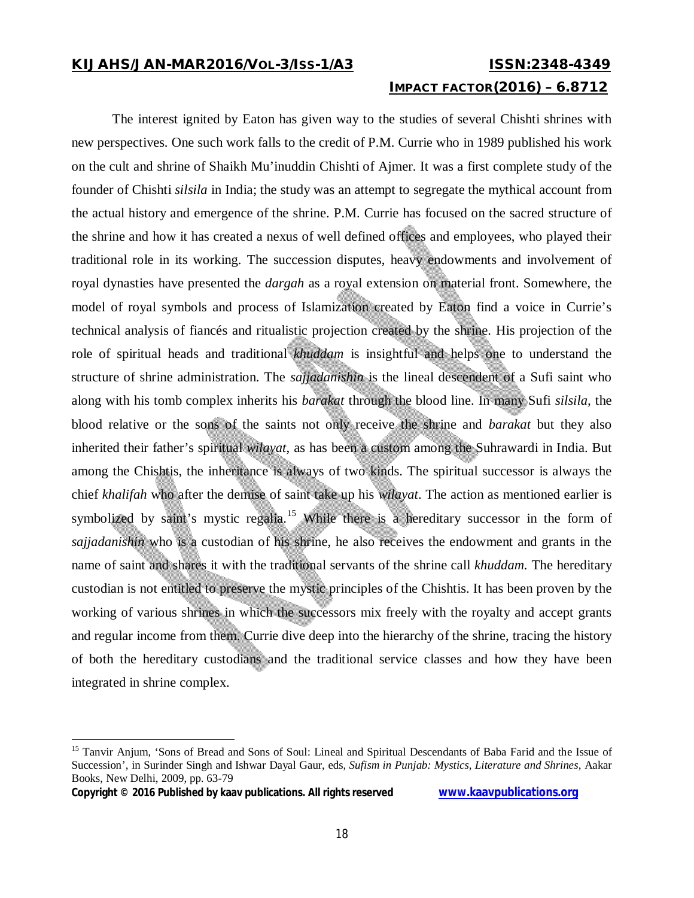The interest ignited by Eaton has given way to the studies of several Chishti shrines with new perspectives. One such work falls to the credit of P.M. Currie who in 1989 published his work on the cult and shrine of Shaikh Mu'inuddin Chishti of Ajmer. It was a first complete study of the founder of Chishti *silsila* in India; the study was an attempt to segregate the mythical account from the actual history and emergence of the shrine. P.M. Currie has focused on the sacred structure of the shrine and how it has created a nexus of well defined offices and employees, who played their traditional role in its working. The succession disputes, heavy endowments and involvement of royal dynasties have presented the *dargah* as a royal extension on material front. Somewhere, the model of royal symbols and process of Islamization created by Eaton find a voice in Currie's technical analysis of fiancés and ritualistic projection created by the shrine. His projection of the role of spiritual heads and traditional *khuddam* is insightful and helps one to understand the structure of shrine administration. The *sajjadanishin* is the lineal descendent of a Sufi saint who along with his tomb complex inherits his *barakat* through the blood line. In many Sufi *silsila*, the blood relative or the sons of the saints not only receive the shrine and *barakat* but they also inherited their father's spiritual *wilayat*, as has been a custom among the Suhrawardi in India. But among the Chishtis, the inheritance is always of two kinds. The spiritual successor is always the chief *khalifah* who after the demise of saint take up his *wilayat*. The action as mentioned earlier is symbolized by saint's mystic regalia.[15] While there is a hereditary successor in the form of *sajjadanishin* who is a custodian of his shrine, he also receives the endowment and grants in the name of saint and shares it with the traditional servants of the shrine call *khuddam*. The hereditary custodian is not entitled to preserve the mystic principles of the Chishtis. It has been proven by the working of various shrines in which the successors mix freely with the royalty and accept grants and regular income from them. Currie dive deep into the hierarchy of the shrine, tracing the history of both the hereditary custodians and the traditional service classes and how they have been integrated in shrine complex.

---

[15] Tanvir Anjum, 'Sons of Bread and Sons of Soul: Lineal and Spiritual Descendants of Baba Farid and the Issue of Succession', in Surinder Singh and Ishwar Dayal Gaur, eds, *Sufism in Punjab: Mystics, Literature and Shrines*, Aakar Books, New Delhi, 2009, pp. 63-79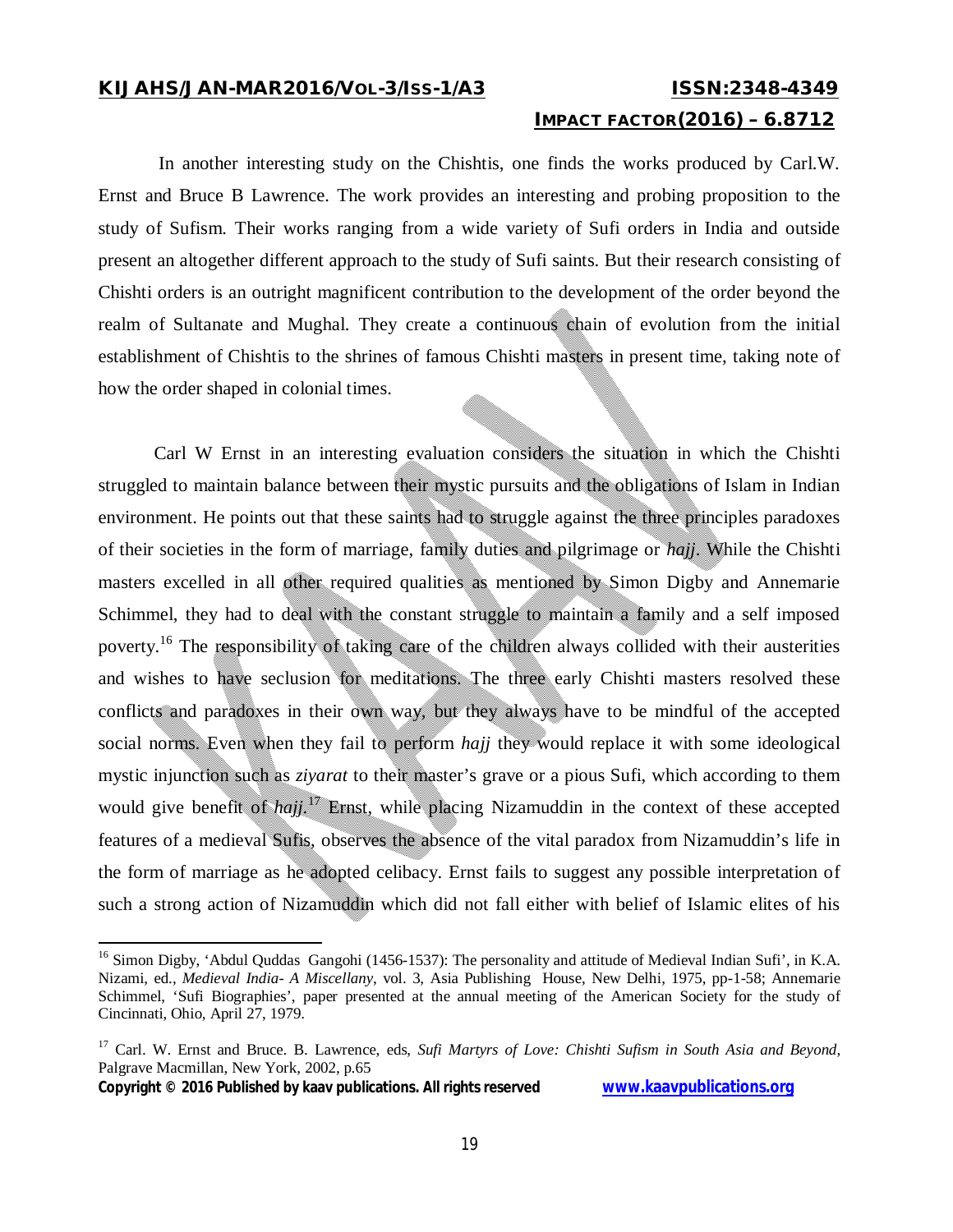In another interesting study on the Chishtis, one finds the works produced by Carl.W. Ernst and Bruce B Lawrence. The work provides an interesting and probing proposition to the study of Sufism. Their works ranging from a wide variety of Sufi orders in India and outside present an altogether different approach to the study of Sufi saints. But their research consisting of Chishti orders is an outright magnificent contribution to the development of the order beyond the realm of Sultanate and Mughal. They create a continuous chain of evolution from the initial establishment of Chishtis to the shrines of famous Chishti masters in present time, taking note of how the order shaped in colonial times.

Carl W Ernst in an interesting evaluation considers the situation in which the Chishti struggled to maintain balance between their mystic pursuits and the obligations of Islam in Indian environment. He points out that these saints had to struggle against the three principles paradoxes of their societies in the form of marriage, family duties and pilgrimage or *hajj*. While the Chishti masters excelled in all other required qualities as mentioned by Simon Digby and Annemarie Schimmel, they had to deal with the constant struggle to maintain a family and a self imposed poverty.[16] The responsibility of taking care of the children always collided with their austerities and wishes to have seclusion for meditations. The three early Chishti masters resolved these conflicts and paradoxes in their own way, but they always have to be mindful of the accepted social norms. Even when they fail to perform *hajj* they would replace it with some ideological mystic injunction such as *ziyarat* to their master's grave or a pious Sufi, which according to them would give benefit of *hajj*.[17] Ernst, while placing Nizamuddin in the context of these accepted features of a medieval Sufis, observes the absence of the vital paradox from Nizamuddin's life in the form of marriage as he adopted celibacy. Ernst fails to suggest any possible interpretation of such a strong action of Nizamuddin which did not fall either with belief of Islamic elites of his

---

[16] Simon Digby, 'Abdul Quddas Gangohi (1456-1537): The personality and attitude of Medieval Indian Sufi', in K.A. Nizami, ed., *Medieval India- A Miscellany*, vol. 3, Asia Publishing House, New Delhi, 1975, pp-1-58; Annemarie Schimmel, 'Sufi Biographies', paper presented at the annual meeting of the American Society for the study of Cincinnati, Ohio, April 27, 1979.

[17] Carl. W. Ernst and Bruce. B. Lawrence, eds, *Sufi Martyrs of Love: Chishti Sufism in South Asia and Beyond*, Palgrave Macmillan, New York, 2002, p.65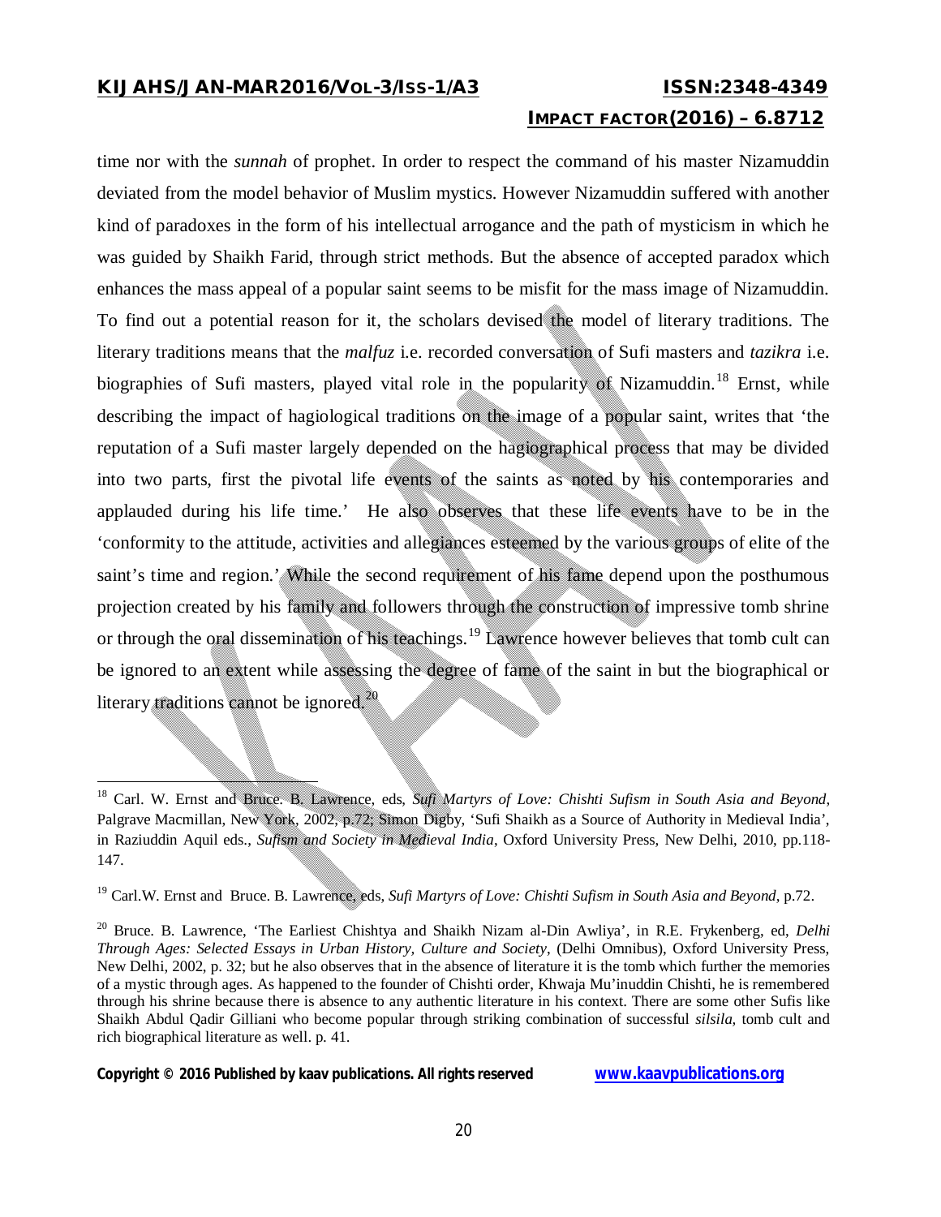time nor with the *sunnah* of prophet. In order to respect the command of his master Nizamuddin deviated from the model behavior of Muslim mystics. However Nizamuddin suffered with another kind of paradoxes in the form of his intellectual arrogance and the path of mysticism in which he was guided by Shaikh Farid, through strict methods. But the absence of accepted paradox which enhances the mass appeal of a popular saint seems to be misfit for the mass image of Nizamuddin. To find out a potential reason for it, the scholars devised the model of literary traditions. The literary traditions means that the *malfuz* i.e. recorded conversation of Sufi masters and *tazikra* i.e. biographies of Sufi masters, played vital role in the popularity of Nizamuddin.[18] Ernst, while describing the impact of hagiological traditions on the image of a popular saint, writes that 'the reputation of a Sufi master largely depended on the hagiographical process that may be divided into two parts, first the pivotal life events of the saints as noted by his contemporaries and applauded during his life time.' He also observes that these life events have to be in the 'conformity to the attitude, activities and allegiances esteemed by the various groups of elite of the saint's time and region.' While the second requirement of his fame depend upon the posthumous projection created by his family and followers through the construction of impressive tomb shrine or through the oral dissemination of his teachings.[19] Lawrence however believes that tomb cult can be ignored to an extent while assessing the degree of fame of the saint in but the biographical or literary traditions cannot be ignored.[20]

---

[18] Carl. W. Ernst and Bruce. B. Lawrence, eds, *Sufi Martyrs of Love: Chishti Sufism in South Asia and Beyond*, Palgrave Macmillan, New York, 2002, p.72; Simon Digby, 'Sufi Shaikh as a Source of Authority in Medieval India', in Raziuddin Aquil eds., *Sufism and Society in Medieval India*, Oxford University Press, New Delhi, 2010, pp.118-147.

[19] Carl.W. Ernst and Bruce. B. Lawrence, eds, *Sufi Martyrs of Love: Chishti Sufism in South Asia and Beyond*, p.72.

[20] Bruce. B. Lawrence, 'The Earliest Chishtya and Shaikh Nizam al-Din Awliya', in R.E. Frykenberg, ed, *Delhi Through Ages: Selected Essays in Urban History, Culture and Society*, (Delhi Omnibus), Oxford University Press, New Delhi, 2002, p. 32; but he also observes that in the absence of literature it is the tomb which further the memories of a mystic through ages. As happened to the founder of Chishti order, Khwaja Mu'inuddin Chishti, he is remembered through his shrine because there is absence to any authentic literature in his context. There are some other Sufis like Shaikh Abdul Qadir Gilliani who become popular through striking combination of successful *silsila,* tomb cult and rich biographical literature as well. p. 41.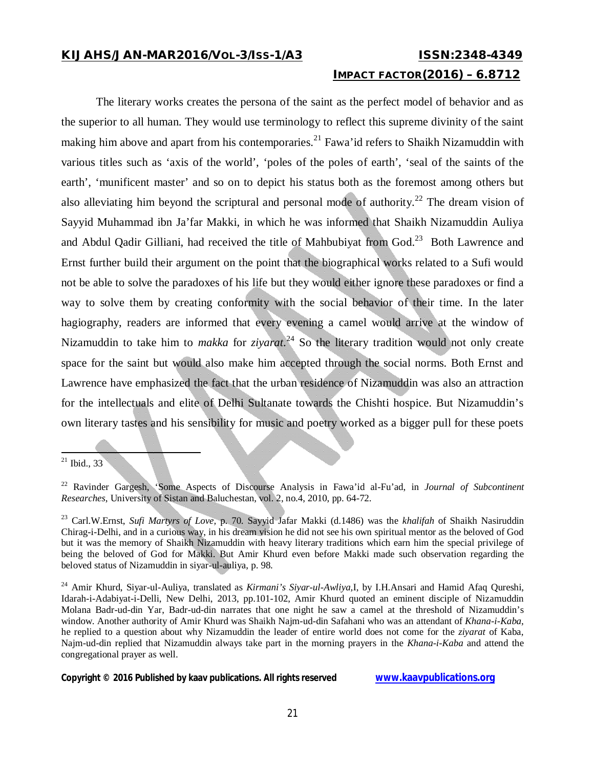The literary works creates the persona of the saint as the perfect model of behavior and as the superior to all human. They would use terminology to reflect this supreme divinity of the saint making him above and apart from his contemporaries.[21] Fawa'id refers to Shaikh Nizamuddin with various titles such as 'axis of the world', 'poles of the poles of earth', 'seal of the saints of the earth', 'munificent master' and so on to depict his status both as the foremost among others but also alleviating him beyond the scriptural and personal mode of authority.[22] The dream vision of Sayyid Muhammad ibn Ja'far Makki, in which he was informed that Shaikh Nizamuddin Auliya and Abdul Qadir Gilliani, had received the title of Mahbubiyat from God.[23] Both Lawrence and Ernst further build their argument on the point that the biographical works related to a Sufi would not be able to solve the paradoxes of his life but they would either ignore these paradoxes or find a way to solve them by creating conformity with the social behavior of their time. In the later hagiography, readers are informed that every evening a camel would arrive at the window of Nizamuddin to take him to *makka* for *ziyarat.*[24] So the literary tradition would not only create space for the saint but would also make him accepted through the social norms. Both Ernst and Lawrence have emphasized the fact that the urban residence of Nizamuddin was also an attraction for the intellectuals and elite of Delhi Sultanate towards the Chishti hospice. But Nizamuddin's own literary tastes and his sensibility for music and poetry worked as a bigger pull for these poets

---

[21] Ibid., 33

[22] Ravinder Gargesh, 'Some Aspects of Discourse Analysis in Fawa'id al-Fu'ad, in *Journal of Subcontinent Researches*, University of Sistan and Baluchestan, vol. 2, no.4, 2010, pp. 64-72.

[23] Carl.W.Ernst, *Sufi Martyrs of Love*, p. 70. Sayyid Jafar Makki (d.1486) was the *khalifah* of Shaikh Nasiruddin Chirag-i-Delhi, and in a curious way, in his dream vision he did not see his own spiritual mentor as the beloved of God but it was the memory of Shaikh Nizamuddin with heavy literary traditions which earn him the special privilege of being the beloved of God for Makki. But Amir Khurd even before Makki made such observation regarding the beloved status of Nizamuddin in siyar-ul-auliya, p. 98.

[24] Amir Khurd, Siyar-ul-Auliya, translated as *Kirmani's Siyar-ul-Awliya*,I, by I.H.Ansari and Hamid Afaq Qureshi, Idarah-i-Adabiyat-i-Delli, New Delhi, 2013, pp.101-102, Amir Khurd quoted an eminent disciple of Nizamuddin Molana Badr-ud-din Yar, Badr-ud-din narrates that one night he saw a camel at the threshold of Nizamuddin's window. Another authority of Amir Khurd was Shaikh Najm-ud-din Safahani who was an attendant of *Khana-i-Kaba*, he replied to a question about why Nizamuddin the leader of entire world does not come for the *ziyarat* of Kaba, Najm-ud-din replied that Nizamuddin always take part in the morning prayers in the *Khana-i-Kaba* and attend the congregational prayer as well.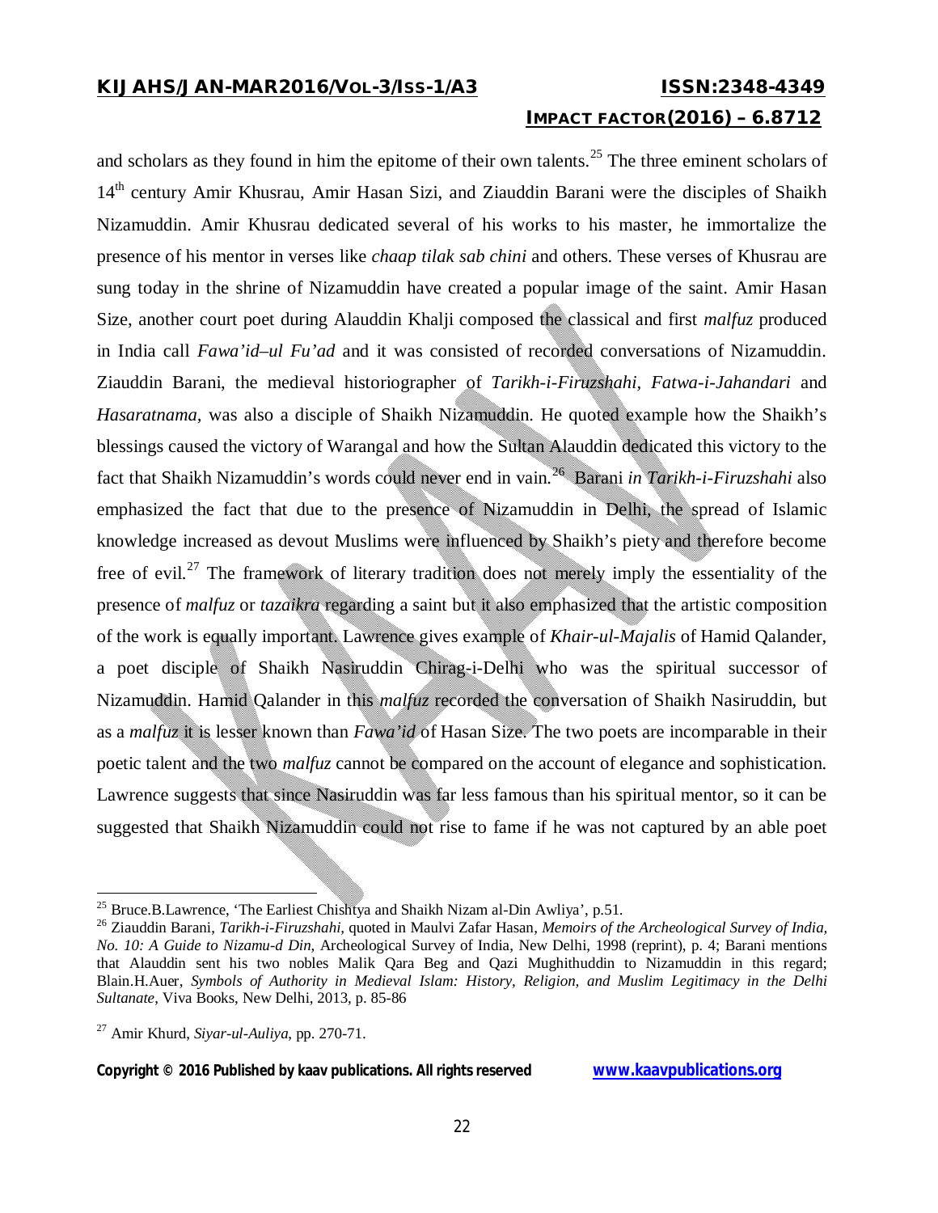and scholars as they found in him the epitome of their own talents.[25] The three eminent scholars of 14th century Amir Khusrau, Amir Hasan Sizi, and Ziauddin Barani were the disciples of Shaikh Nizamuddin. Amir Khusrau dedicated several of his works to his master, he immortalize the presence of his mentor in verses like *chaap tilak sab chini* and others. These verses of Khusrau are sung today in the shrine of Nizamuddin have created a popular image of the saint. Amir Hasan Size, another court poet during Alauddin Khalji composed the classical and first *malfuz* produced in India call *Fawa'id–ul Fu'ad* and it was consisted of recorded conversations of Nizamuddin. Ziauddin Barani, the medieval historiographer of *Tarikh-i-Firuzshahi*, *Fatwa-i-Jahandari* and *Hasaratnama*, was also a disciple of Shaikh Nizamuddin. He quoted example how the Shaikh's blessings caused the victory of Warangal and how the Sultan Alauddin dedicated this victory to the fact that Shaikh Nizamuddin's words could never end in vain.[26] Barani *in Tarikh-i-Firuzshahi* also emphasized the fact that due to the presence of Nizamuddin in Delhi, the spread of Islamic knowledge increased as devout Muslims were influenced by Shaikh's piety and therefore become free of evil.[27] The framework of literary tradition does not merely imply the essentiality of the presence of *malfuz* or *tazaikra* regarding a saint but it also emphasized that the artistic composition of the work is equally important. Lawrence gives example of *Khair-ul-Majalis* of Hamid Qalander, a poet disciple of Shaikh Nasiruddin Chirag-i-Delhi who was the spiritual successor of Nizamuddin. Hamid Qalander in this *malfuz* recorded the conversation of Shaikh Nasiruddin, but as a *malfuz* it is lesser known than *Fawa'id* of Hasan Size. The two poets are incomparable in their poetic talent and the two *malfuz* cannot be compared on the account of elegance and sophistication. Lawrence suggests that since Nasiruddin was far less famous than his spiritual mentor, so it can be suggested that Shaikh Nizamuddin could not rise to fame if he was not captured by an able poet

---

[25] Bruce.B.Lawrence, 'The Earliest Chishtya and Shaikh Nizam al-Din Awliya', p.51.

[26] Ziauddin Barani, *Tarikh-i-Firuzshahi*, quoted in Maulvi Zafar Hasan, *Memoirs of the Archeological Survey of India, No. 10: A Guide to Nizamu-d Din*, Archeological Survey of India, New Delhi, 1998 (reprint), p. 4; Barani mentions that Alauddin sent his two nobles Malik Qara Beg and Qazi Mughithuddin to Nizamuddin in this regard; Blain.H.Auer, *Symbols of Authority in Medieval Islam: History, Religion, and Muslim Legitimacy in the Delhi Sultanate*, Viva Books, New Delhi, 2013, p. 85-86

[27] Amir Khurd, *Siyar-ul-Auliya*, pp. 270-71.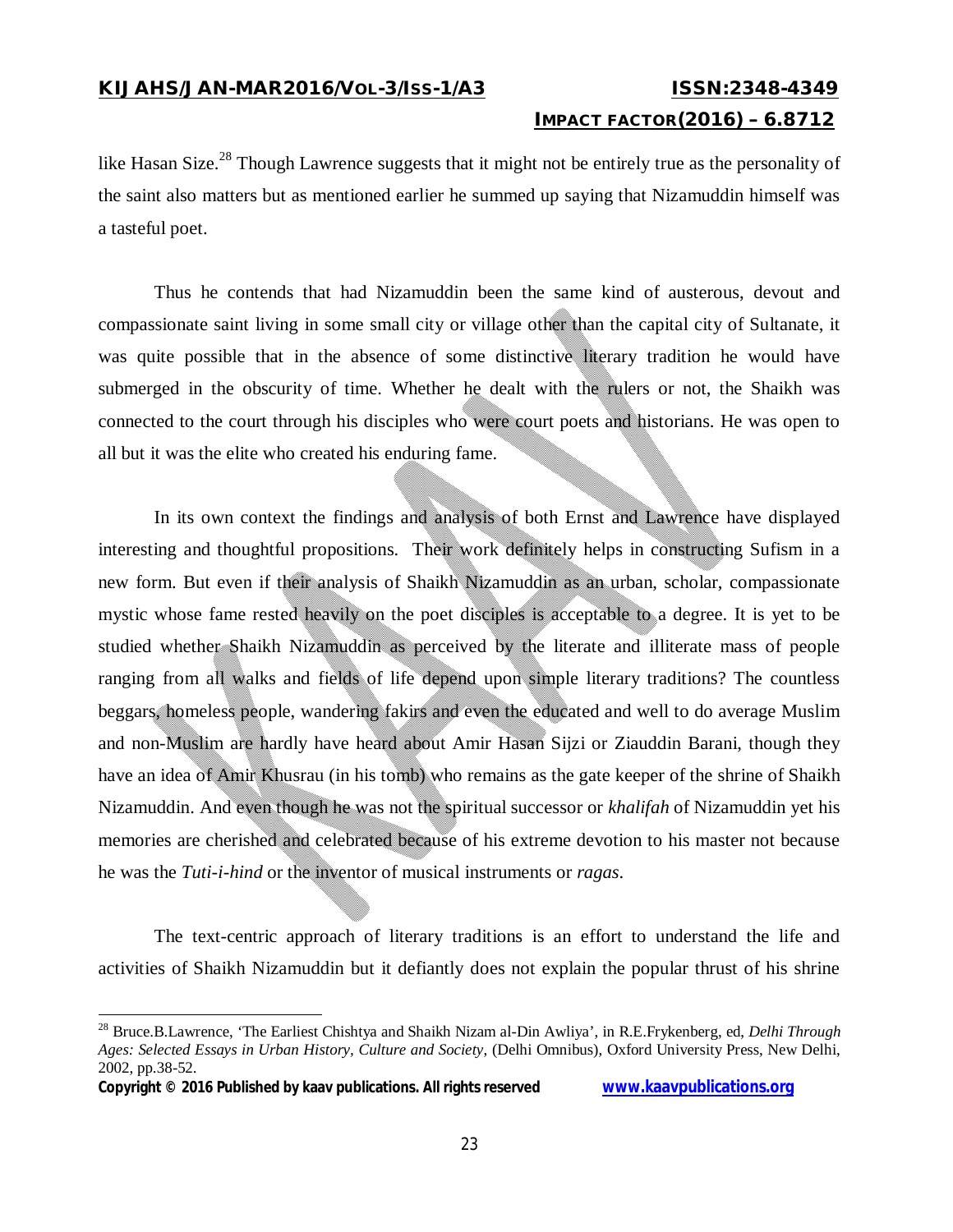like Hasan Size.[28] Though Lawrence suggests that it might not be entirely true as the personality of the saint also matters but as mentioned earlier he summed up saying that Nizamuddin himself was a tasteful poet.

Thus he contends that had Nizamuddin been the same kind of austerous, devout and compassionate saint living in some small city or village other than the capital city of Sultanate, it was quite possible that in the absence of some distinctive literary tradition he would have submerged in the obscurity of time. Whether he dealt with the rulers or not, the Shaikh was connected to the court through his disciples who were court poets and historians. He was open to all but it was the elite who created his enduring fame.

In its own context the findings and analysis of both Ernst and Lawrence have displayed interesting and thoughtful propositions. Their work definitely helps in constructing Sufism in a new form. But even if their analysis of Shaikh Nizamuddin as an urban, scholar, compassionate mystic whose fame rested heavily on the poet disciples is acceptable to a degree. It is yet to be studied whether Shaikh Nizamuddin as perceived by the literate and illiterate mass of people ranging from all walks and fields of life depend upon simple literary traditions? The countless beggars, homeless people, wandering fakirs and even the educated and well to do average Muslim and non-Muslim are hardly have heard about Amir Hasan Sijzi or Ziauddin Barani, though they have an idea of Amir Khusrau (in his tomb) who remains as the gate keeper of the shrine of Shaikh Nizamuddin. And even though he was not the spiritual successor or *khalifah* of Nizamuddin yet his memories are cherished and celebrated because of his extreme devotion to his master not because he was the *Tuti-i-hind* or the inventor of musical instruments or *ragas*.

The text-centric approach of literary traditions is an effort to understand the life and activities of Shaikh Nizamuddin but it defiantly does not explain the popular thrust of his shrine

---

[28] Bruce.B.Lawrence, 'The Earliest Chishtya and Shaikh Nizam al-Din Awliya', in R.E.Frykenberg, ed, *Delhi Through Ages: Selected Essays in Urban History, Culture and Society*, (Delhi Omnibus), Oxford University Press, New Delhi, 2002, pp.38-52.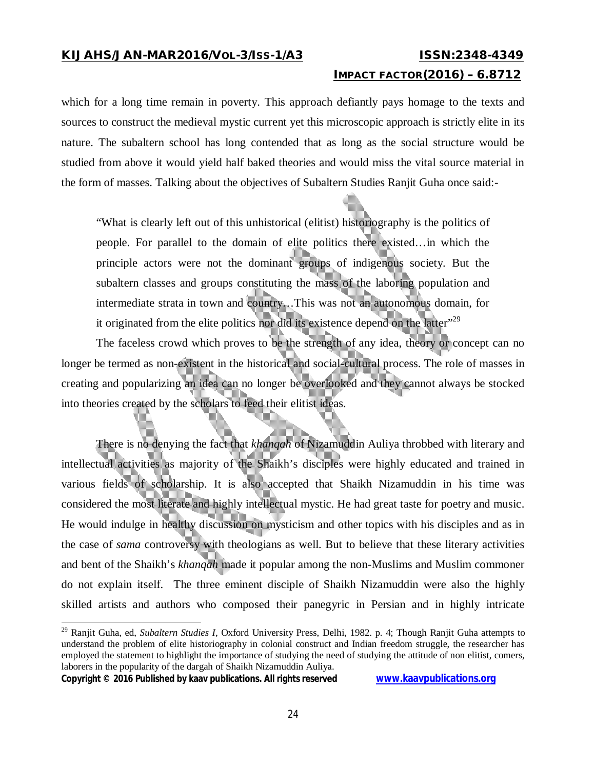which for a long time remain in poverty. This approach defiantly pays homage to the texts and sources to construct the medieval mystic current yet this microscopic approach is strictly elite in its nature. The subaltern school has long contended that as long as the social structure would be studied from above it would yield half baked theories and would miss the vital source material in the form of masses. Talking about the objectives of Subaltern Studies Ranjit Guha once said:-

> "What is clearly left out of this unhistorical (elitist) historiography is the politics of people. For parallel to the domain of elite politics there existed…in which the principle actors were not the dominant groups of indigenous society. But the subaltern classes and groups constituting the mass of the laboring population and intermediate strata in town and country…This was not an autonomous domain, for it originated from the elite politics nor did its existence depend on the latter"[29]

The faceless crowd which proves to be the strength of any idea, theory or concept can no longer be termed as non-existent in the historical and social-cultural process. The role of masses in creating and popularizing an idea can no longer be overlooked and they cannot always be stocked into theories created by the scholars to feed their elitist ideas.

There is no denying the fact that *khanqah* of Nizamuddin Auliya throbbed with literary and intellectual activities as majority of the Shaikh's disciples were highly educated and trained in various fields of scholarship. It is also accepted that Shaikh Nizamuddin in his time was considered the most literate and highly intellectual mystic. He had great taste for poetry and music. He would indulge in healthy discussion on mysticism and other topics with his disciples and as in the case of *sama* controversy with theologians as well. But to believe that these literary activities and bent of the Shaikh's *khanqah* made it popular among the non-Muslims and Muslim commoner do not explain itself. The three eminent disciple of Shaikh Nizamuddin were also the highly skilled artists and authors who composed their panegyric in Persian and in highly intricate

---

[29] Ranjit Guha, ed, *Subaltern Studies I*, Oxford University Press, Delhi, 1982. p. 4; Though Ranjit Guha attempts to understand the problem of elite historiography in colonial construct and Indian freedom struggle, the researcher has employed the statement to highlight the importance of studying the need of studying the attitude of non elitist, comers, laborers in the popularity of the dargah of Shaikh Nizamuddin Auliya.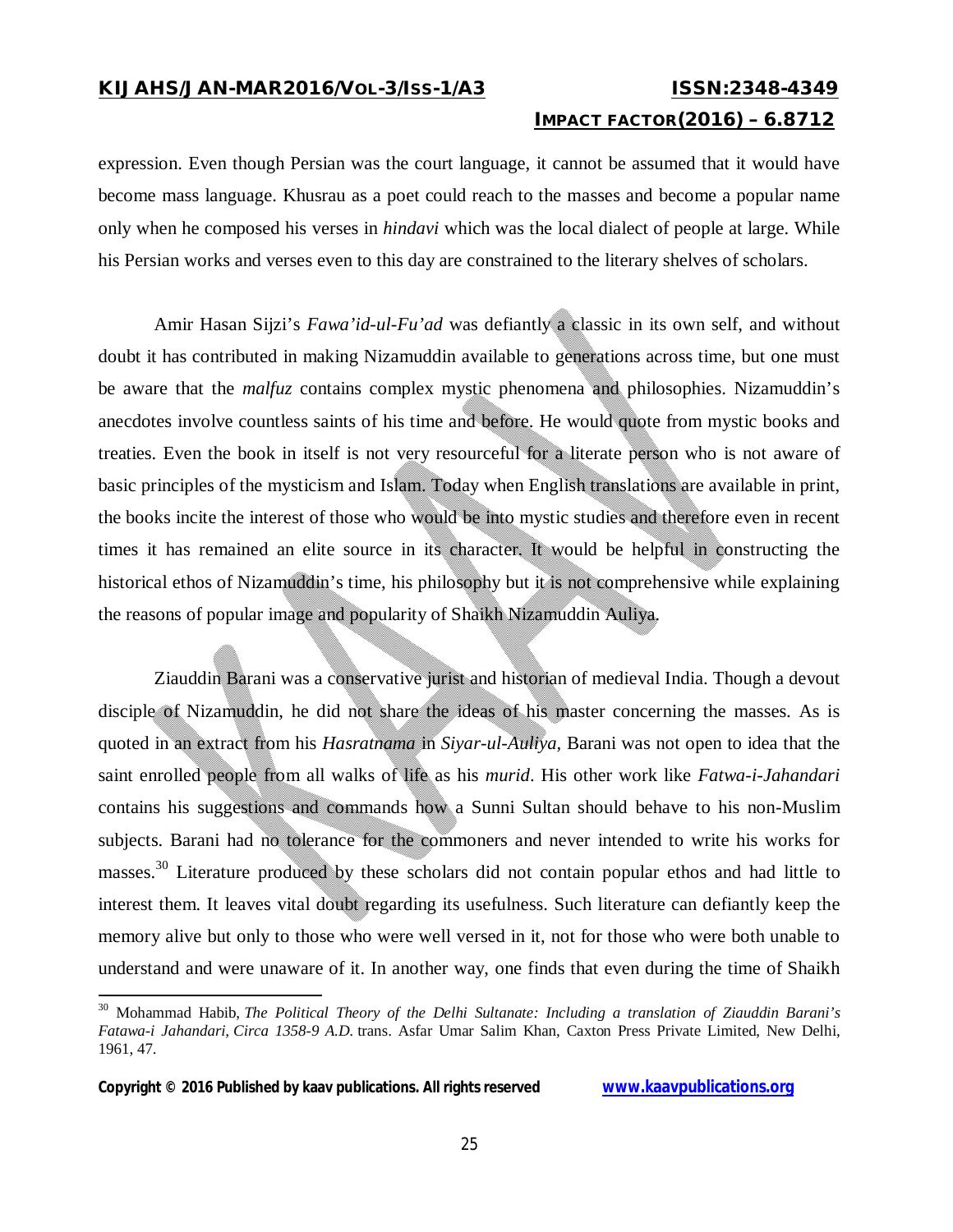expression. Even though Persian was the court language, it cannot be assumed that it would have become mass language. Khusrau as a poet could reach to the masses and become a popular name only when he composed his verses in *hindavi* which was the local dialect of people at large. While his Persian works and verses even to this day are constrained to the literary shelves of scholars.

Amir Hasan Sijzi's *Fawa'id-ul-Fu'ad* was defiantly a classic in its own self, and without doubt it has contributed in making Nizamuddin available to generations across time, but one must be aware that the *malfuz* contains complex mystic phenomena and philosophies. Nizamuddin's anecdotes involve countless saints of his time and before. He would quote from mystic books and treaties. Even the book in itself is not very resourceful for a literate person who is not aware of basic principles of the mysticism and Islam. Today when English translations are available in print, the books incite the interest of those who would be into mystic studies and therefore even in recent times it has remained an elite source in its character. It would be helpful in constructing the historical ethos of Nizamuddin's time, his philosophy but it is not comprehensive while explaining the reasons of popular image and popularity of Shaikh Nizamuddin Auliya.

Ziauddin Barani was a conservative jurist and historian of medieval India. Though a devout disciple of Nizamuddin, he did not share the ideas of his master concerning the masses. As is quoted in an extract from his *Hasratnama* in *Siyar-ul-Auliya,* Barani was not open to idea that the saint enrolled people from all walks of life as his *murid*. His other work like *Fatwa-i-Jahandari* contains his suggestions and commands how a Sunni Sultan should behave to his non-Muslim subjects. Barani had no tolerance for the commoners and never intended to write his works for masses.[30] Literature produced by these scholars did not contain popular ethos and had little to interest them. It leaves vital doubt regarding its usefulness. Such literature can defiantly keep the memory alive but only to those who were well versed in it, not for those who were both unable to understand and were unaware of it. In another way, one finds that even during the time of Shaikh

---

[30] Mohammad Habib, *The Political Theory of the Delhi Sultanate: Including a translation of Ziauddin Barani's Fatawa-i Jahandari, Circa 1358-9 A.D.* trans. Asfar Umar Salim Khan, Caxton Press Private Limited, New Delhi, 1961, 47.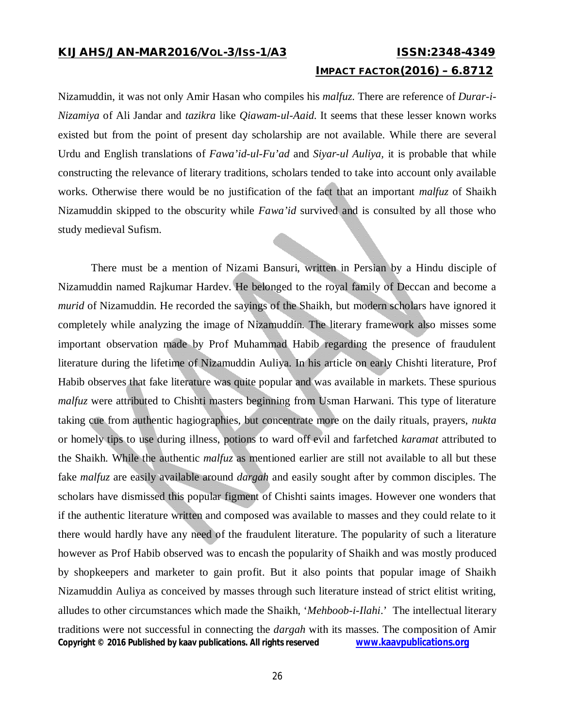Nizamuddin, it was not only Amir Hasan who compiles his *malfuz*. There are reference of *Durar-i-Nizamiya* of Ali Jandar and *tazikra* like *Qiawam-ul-Aaid*. It seems that these lesser known works existed but from the point of present day scholarship are not available. While there are several Urdu and English translations of *Fawa'id-ul-Fu'ad* and *Siyar-ul Auliya*, it is probable that while constructing the relevance of literary traditions, scholars tended to take into account only available works. Otherwise there would be no justification of the fact that an important *malfuz* of Shaikh Nizamuddin skipped to the obscurity while *Fawa'id* survived and is consulted by all those who study medieval Sufism.

There must be a mention of Nizami Bansuri, written in Persian by a Hindu disciple of Nizamuddin named Rajkumar Hardev. He belonged to the royal family of Deccan and become a *murid* of Nizamuddin. He recorded the sayings of the Shaikh, but modern scholars have ignored it completely while analyzing the image of Nizamuddin. The literary framework also misses some important observation made by Prof Muhammad Habib regarding the presence of fraudulent literature during the lifetime of Nizamuddin Auliya. In his article on early Chishti literature, Prof Habib observes that fake literature was quite popular and was available in markets. These spurious *malfuz* were attributed to Chishti masters beginning from Usman Harwani. This type of literature taking cue from authentic hagiographies, but concentrate more on the daily rituals, prayers, *nukta* or homely tips to use during illness, potions to ward off evil and farfetched *karamat* attributed to the Shaikh. While the authentic *malfuz* as mentioned earlier are still not available to all but these fake *malfuz* are easily available around *dargah* and easily sought after by common disciples. The scholars have dismissed this popular figment of Chishti saints images. However one wonders that if the authentic literature written and composed was available to masses and they could relate to it there would hardly have any need of the fraudulent literature. The popularity of such a literature however as Prof Habib observed was to encash the popularity of Shaikh and was mostly produced by shopkeepers and marketer to gain profit. But it also points that popular image of Shaikh Nizamuddin Auliya as conceived by masses through such literature instead of strict elitist writing, alludes to other circumstances which made the Shaikh, '*Mehboob-i-Ilahi*.' The intellectual literary traditions were not successful in connecting the *dargah* with its masses. The composition of Amir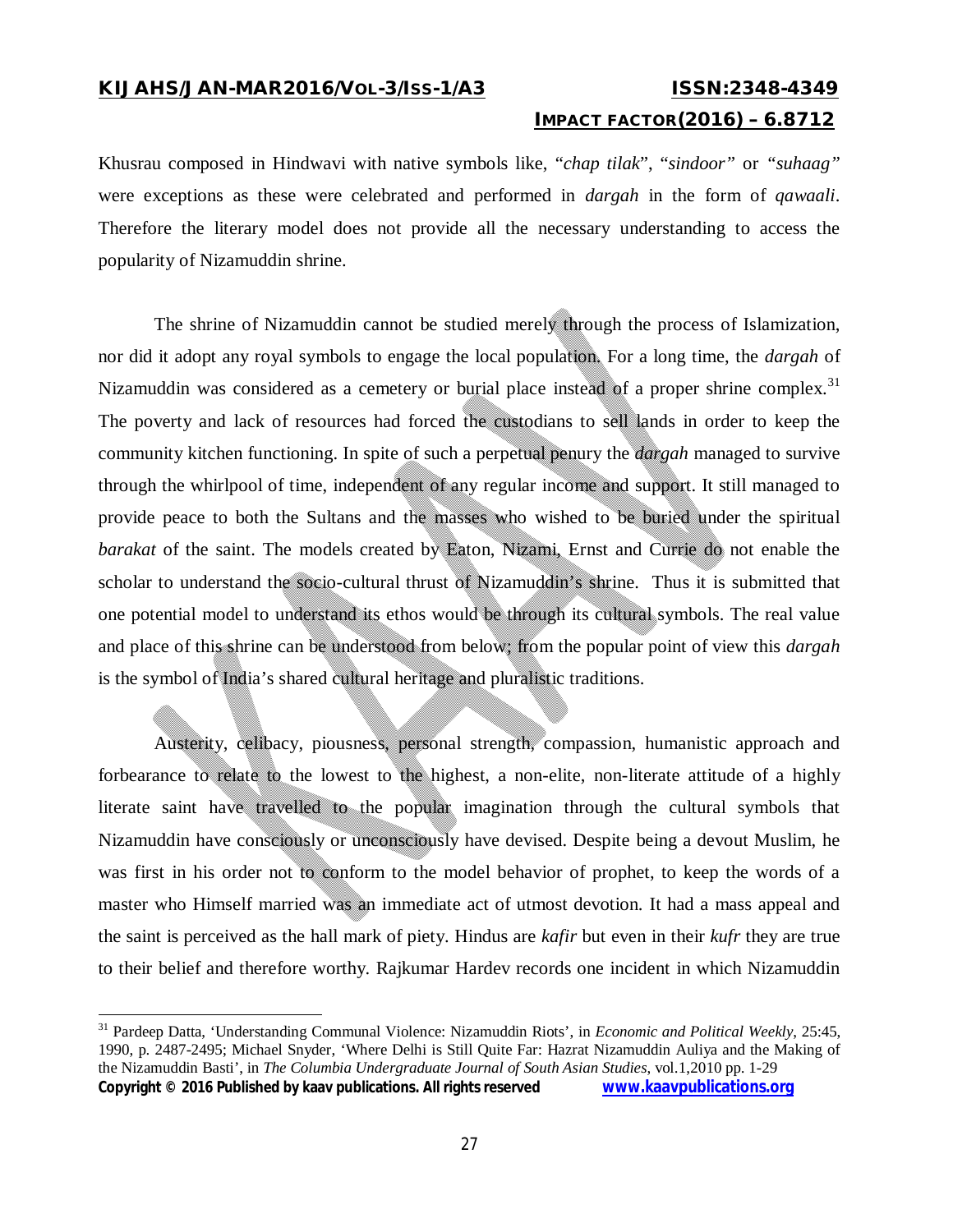Khusrau composed in Hindwavi with native symbols like, "*chap tilak*", "*sindoor*" or "*suhaag*" were exceptions as these were celebrated and performed in *dargah* in the form of *qawaali*. Therefore the literary model does not provide all the necessary understanding to access the popularity of Nizamuddin shrine.

The shrine of Nizamuddin cannot be studied merely through the process of Islamization, nor did it adopt any royal symbols to engage the local population. For a long time, the *dargah* of Nizamuddin was considered as a cemetery or burial place instead of a proper shrine complex.[31] The poverty and lack of resources had forced the custodians to sell lands in order to keep the community kitchen functioning. In spite of such a perpetual penury the *dargah* managed to survive through the whirlpool of time, independent of any regular income and support. It still managed to provide peace to both the Sultans and the masses who wished to be buried under the spiritual *barakat* of the saint. The models created by Eaton, Nizami, Ernst and Currie do not enable the scholar to understand the socio-cultural thrust of Nizamuddin's shrine. Thus it is submitted that one potential model to understand its ethos would be through its cultural symbols. The real value and place of this shrine can be understood from below; from the popular point of view this *dargah* is the symbol of India's shared cultural heritage and pluralistic traditions.

Austerity, celibacy, piousness, personal strength, compassion, humanistic approach and forbearance to relate to the lowest to the highest, a non-elite, non-literate attitude of a highly literate saint have travelled to the popular imagination through the cultural symbols that Nizamuddin have consciously or unconsciously have devised. Despite being a devout Muslim, he was first in his order not to conform to the model behavior of prophet, to keep the words of a master who Himself married was an immediate act of utmost devotion. It had a mass appeal and the saint is perceived as the hall mark of piety. Hindus are *kafir* but even in their *kufr* they are true to their belief and therefore worthy. Rajkumar Hardev records one incident in which Nizamuddin

---

[31] Pardeep Datta, 'Understanding Communal Violence: Nizamuddin Riots', in *Economic and Political Weekly*, 25:45, 1990, p. 2487-2495; Michael Snyder, 'Where Delhi is Still Quite Far: Hazrat Nizamuddin Auliya and the Making of the Nizamuddin Basti', in *The Columbia Undergraduate Journal of South Asian Studies*, vol.1,2010 pp. 1-29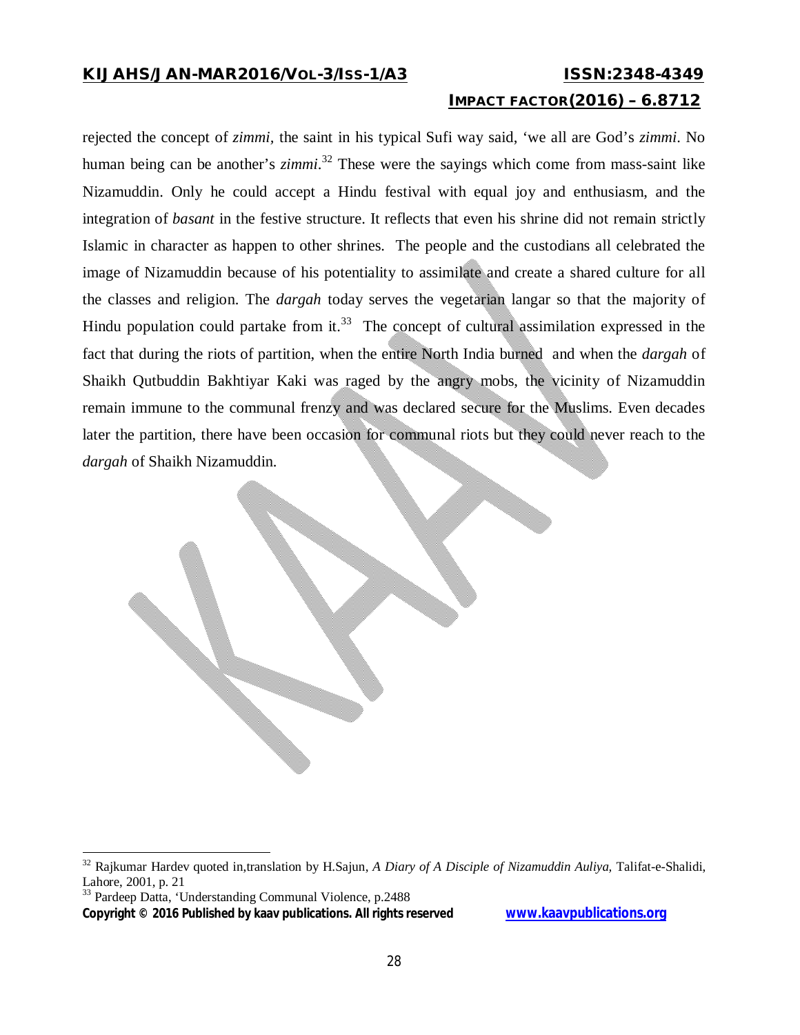rejected the concept of *zimmi*, the saint in his typical Sufi way said, 'we all are God's *zimmi*. No human being can be another's *zimmi*.[32] These were the sayings which come from mass-saint like Nizamuddin. Only he could accept a Hindu festival with equal joy and enthusiasm, and the integration of *basant* in the festive structure. It reflects that even his shrine did not remain strictly Islamic in character as happen to other shrines. The people and the custodians all celebrated the image of Nizamuddin because of his potentiality to assimilate and create a shared culture for all the classes and religion. The *dargah* today serves the vegetarian langar so that the majority of Hindu population could partake from it.[33] The concept of cultural assimilation expressed in the fact that during the riots of partition, when the entire North India burned and when the *dargah* of Shaikh Qutbuddin Bakhtiyar Kaki was raged by the angry mobs, the vicinity of Nizamuddin remain immune to the communal frenzy and was declared secure for the Muslims. Even decades later the partition, there have been occasion for communal riots but they could never reach to the *dargah* of Shaikh Nizamuddin.

---

[32] Rajkumar Hardev quoted in,translation by H.Sajun, *A Diary of A Disciple of Nizamuddin Auliya,* Talifat-e-Shalidi, Lahore, 2001, p. 21

[33] Pardeep Datta, 'Understanding Communal Violence, p.2488